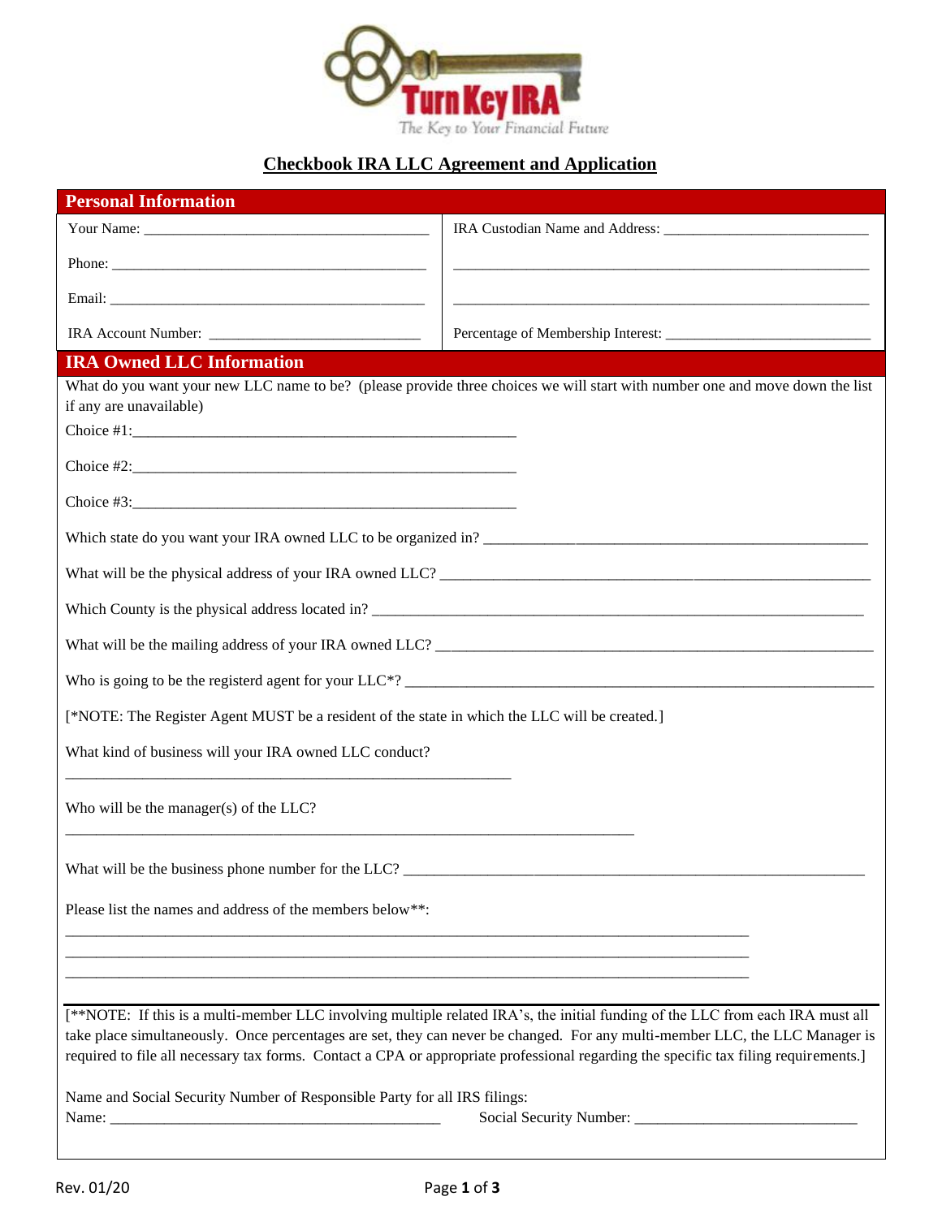TurnKey IRA

The Key to Your Financial Future

# Checkbook IRA LLC Agreement and Application

## Personal Information

| | |
|---|---|
| Your Name: ______________________ | IRA Custodian Name and Address: ______________________ |
| Phone: ______________________ | ______________________ |
| Email: ______________________ | ______________________ |
| IRA Account Number: ______________________ | Percentage of Membership Interest: ______________________ |

## IRA Owned LLC Information

What do you want your new LLC name to be? (please provide three choices we will start with number one and move down the list if any are unavailable)

Choice #1:______________________

Choice #2:______________________

Choice #3:______________________

Which state do you want your IRA owned LLC to be organized in? ______________________

What will be the physical address of your IRA owned LLC? ______________________

Which County is the physical address located in? ______________________

What will be the mailing address of your IRA owned LLC? ______________________

Who is going to be the registerd agent for your LLC*? ______________________

[*NOTE: The Register Agent MUST be a resident of the state in which the LLC will be created.]

What kind of business will your IRA owned LLC conduct?

______________________

Who will be the manager(s) of the LLC?

______________________

What will be the business phone number for the LLC? ______________________

Please list the names and address of the members below**:

______________________

______________________

______________________

[**NOTE: If this is a multi-member LLC involving multiple related IRA's, the initial funding of the LLC from each IRA must all take place simultaneously. Once percentages are set, they can never be changed. For any multi-member LLC, the LLC Manager is required to file all necessary tax forms. Contact a CPA or appropriate professional regarding the specific tax filing requirements.]

Name and Social Security Number of Responsible Party for all IRS filings:

Name: ______________________ Social Security Number: ______________________

Rev. 01/20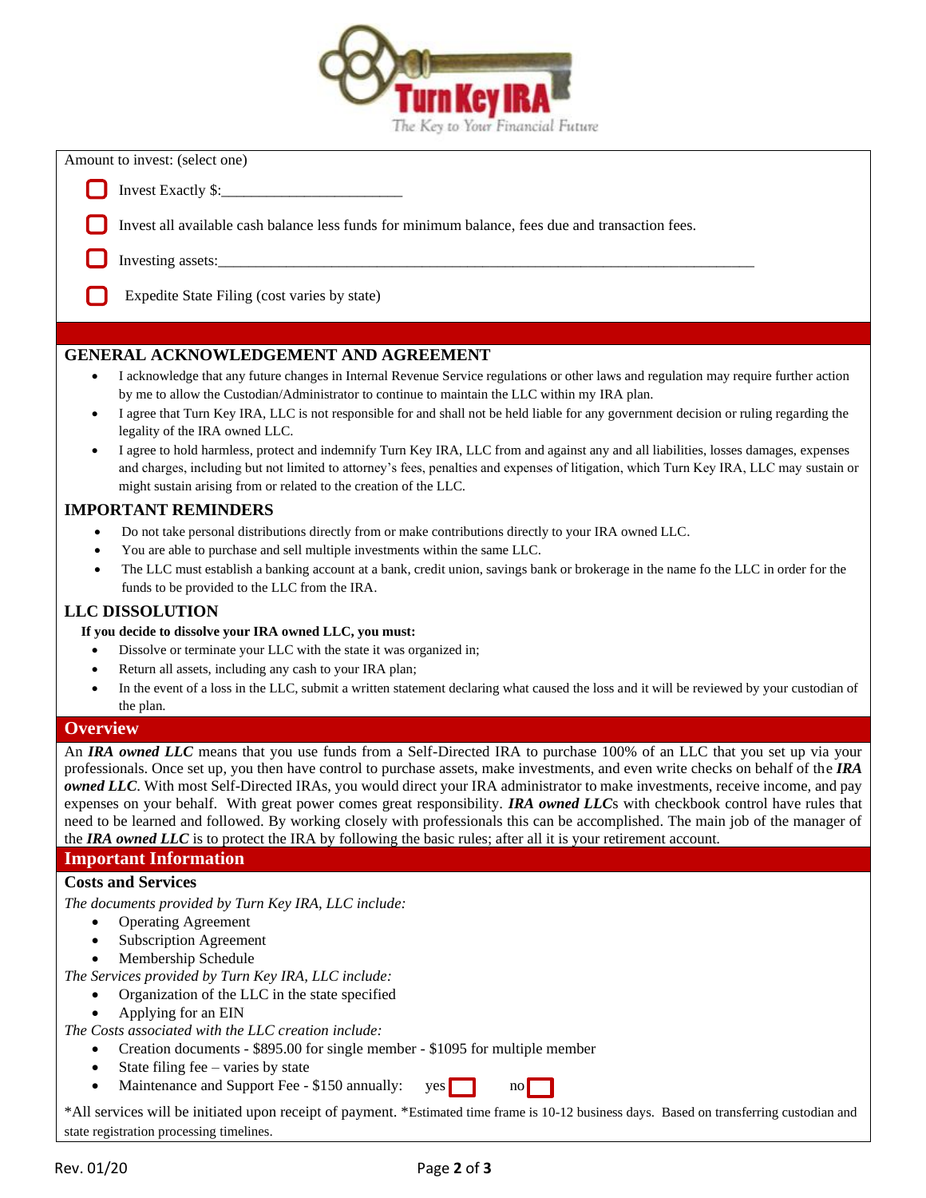Amount to invest: (select one)

- ☐ Invest Exactly $:_______________________
- ☐ Invest all available cash balance less funds for minimum balance, fees due and transaction fees.
- ☐ Investing assets:_________________________________________________________________________
- ☐ Expedite State Filing (cost varies by state)

## GENERAL ACKNOWLEDGEMENT AND AGREEMENT

- I acknowledge that any future changes in Internal Revenue Service regulations or other laws and regulation may require further action by me to allow the Custodian/Administrator to continue to maintain the LLC within my IRA plan.
- I agree that Turn Key IRA, LLC is not responsible for and shall not be held liable for any government decision or ruling regarding the legality of the IRA owned LLC.
- I agree to hold harmless, protect and indemnify Turn Key IRA, LLC from and against any and all liabilities, losses damages, expenses and charges, including but not limited to attorney's fees, penalties and expenses of litigation, which Turn Key IRA, LLC may sustain or might sustain arising from or related to the creation of the LLC.

## IMPORTANT REMINDERS

- Do not take personal distributions directly from or make contributions directly to your IRA owned LLC.
- You are able to purchase and sell multiple investments within the same LLC.
- The LLC must establish a banking account at a bank, credit union, savings bank or brokerage in the name fo the LLC in order for the funds to be provided to the LLC from the IRA.

## LLC DISSOLUTION

**If you decide to dissolve your IRA owned LLC, you must:**

- Dissolve or terminate your LLC with the state it was organized in;
- Return all assets, including any cash to your IRA plan;
- In the event of a loss in the LLC, submit a written statement declaring what caused the loss and it will be reviewed by your custodian of the plan.

## Overview

An ***IRA owned LLC*** means that you use funds from a Self-Directed IRA to purchase 100% of an LLC that you set up via your professionals. Once set up, you then have control to purchase assets, make investments, and even write checks on behalf of the ***IRA owned LLC***. With most Self-Directed IRAs, you would direct your IRA administrator to make investments, receive income, and pay expenses on your behalf. With great power comes great responsibility. ***IRA owned LLC***s with checkbook control have rules that need to be learned and followed. By working closely with professionals this can be accomplished. The main job of the manager of the ***IRA owned LLC*** is to protect the IRA by following the basic rules; after all it is your retirement account.

## Important Information

### Costs and Services

*The documents provided by Turn Key IRA, LLC include:*

- Operating Agreement
- Subscription Agreement
- Membership Schedule

*The Services provided by Turn Key IRA, LLC include:*

- Organization of the LLC in the state specified
- Applying for an EIN

*The Costs associated with the LLC creation include:*

- Creation documents - $895.00 for single member - $1095 for multiple member
- State filing fee – varies by state
- Maintenance and Support Fee - $150 annually: yes ☐ no ☐

*All services will be initiated upon receipt of payment. *Estimated time frame is 10-12 business days. Based on transferring custodian and state registration processing timelines.

Rev. 01/20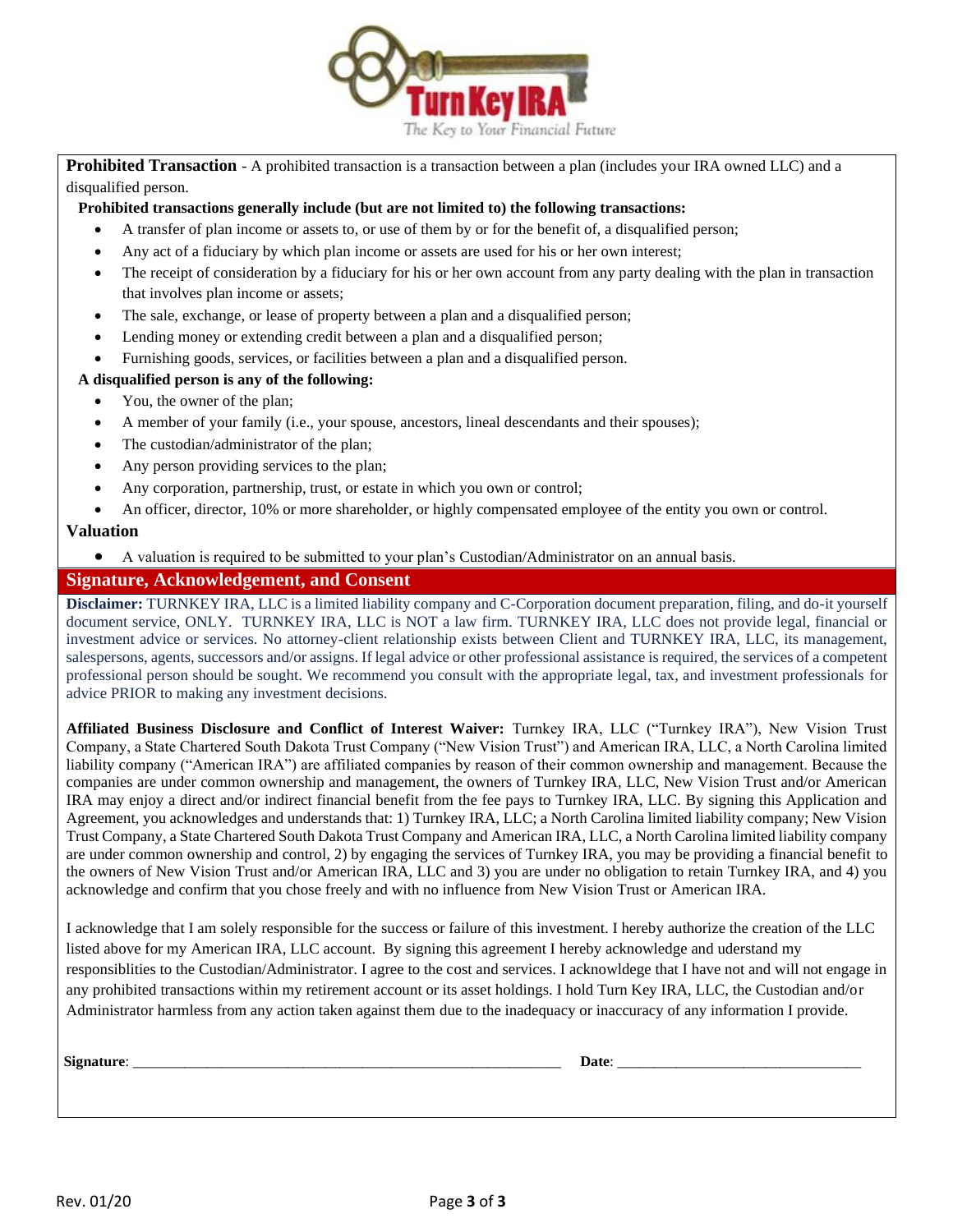**Prohibited Transaction** - A prohibited transaction is a transaction between a plan (includes your IRA owned LLC) and a disqualified person.

**Prohibited transactions generally include (but are not limited to) the following transactions:**

- A transfer of plan income or assets to, or use of them by or for the benefit of, a disqualified person;
- Any act of a fiduciary by which plan income or assets are used for his or her own interest;
- The receipt of consideration by a fiduciary for his or her own account from any party dealing with the plan in transaction that involves plan income or assets;
- The sale, exchange, or lease of property between a plan and a disqualified person;
- Lending money or extending credit between a plan and a disqualified person;
- Furnishing goods, services, or facilities between a plan and a disqualified person.

**A disqualified person is any of the following:**

- You, the owner of the plan;
- A member of your family (i.e., your spouse, ancestors, lineal descendants and their spouses);
- The custodian/administrator of the plan;
- Any person providing services to the plan;
- Any corporation, partnership, trust, or estate in which you own or control;
- An officer, director, 10% or more shareholder, or highly compensated employee of the entity you own or control.

**Valuation**

- A valuation is required to be submitted to your plan's Custodian/Administrator on an annual basis.

## Signature, Acknowledgement, and Consent

**Disclaimer:** TURNKEY IRA, LLC is a limited liability company and C-Corporation document preparation, filing, and do-it yourself document service, ONLY. TURNKEY IRA, LLC is NOT a law firm. TURNKEY IRA, LLC does not provide legal, financial or investment advice or services. No attorney-client relationship exists between Client and TURNKEY IRA, LLC, its management, salespersons, agents, successors and/or assigns. If legal advice or other professional assistance is required, the services of a competent professional person should be sought. We recommend you consult with the appropriate legal, tax, and investment professionals for advice PRIOR to making any investment decisions.

**Affiliated Business Disclosure and Conflict of Interest Waiver:** Turnkey IRA, LLC ("Turnkey IRA"), New Vision Trust Company, a State Chartered South Dakota Trust Company ("New Vision Trust") and American IRA, LLC, a North Carolina limited liability company ("American IRA") are affiliated companies by reason of their common ownership and management. Because the companies are under common ownership and management, the owners of Turnkey IRA, LLC, New Vision Trust and/or American IRA may enjoy a direct and/or indirect financial benefit from the fee pays to Turnkey IRA, LLC. By signing this Application and Agreement, you acknowledges and understands that: 1) Turnkey IRA, LLC; a North Carolina limited liability company; New Vision Trust Company, a State Chartered South Dakota Trust Company and American IRA, LLC, a North Carolina limited liability company are under common ownership and control, 2) by engaging the services of Turnkey IRA, you may be providing a financial benefit to the owners of New Vision Trust and/or American IRA, LLC and 3) you are under no obligation to retain Turnkey IRA, and 4) you acknowledge and confirm that you chose freely and with no influence from New Vision Trust or American IRA.

I acknowledge that I am solely responsible for the success or failure of this investment. I hereby authorize the creation of the LLC listed above for my American IRA, LLC account. By signing this agreement I hereby acknowledge and uderstand my responsiblities to the Custodian/Administrator. I agree to the cost and services. I acknowldege that I have not and will not engage in any prohibited transactions within my retirement account or its asset holdings. I hold Turn Key IRA, LLC, the Custodian and/or Administrator harmless from any action taken against them due to the inadequacy or inaccuracy of any information I provide.

**Signature**: ______________________________ **Date**: ______________________

Rev. 01/20